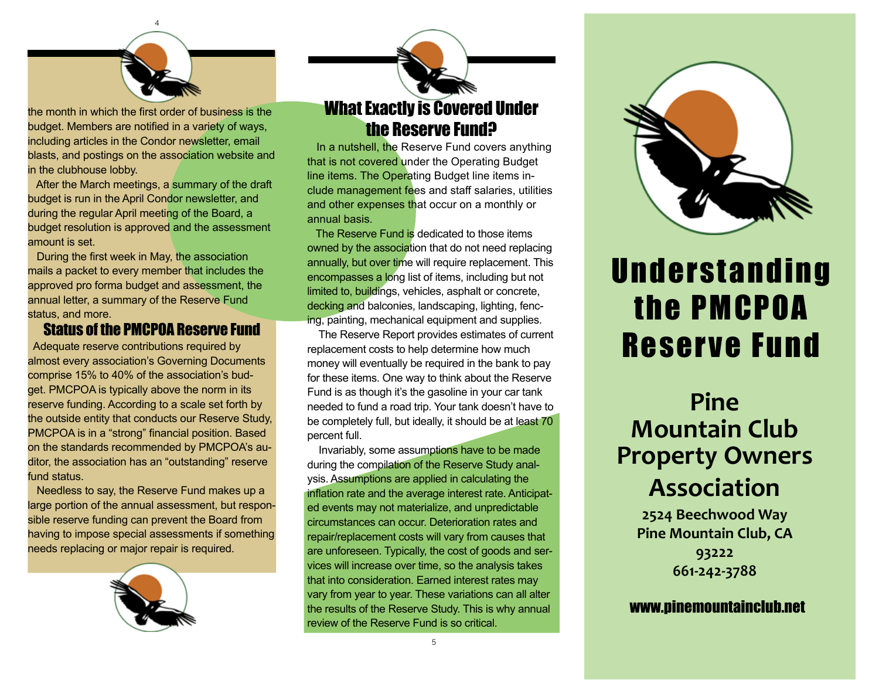the month in which the first order of business is the budget. Members are notified in a variety of ways, including articles in the Condor newsletter, email blasts, and postings on the association website and in the clubhouse lobby.

After the March meetings, a summary of the draft budget is run in the April Condor newsletter, and during the regular April meeting of the Board, a budget resolution is approved and the assessment amount is set.

During the first week in May, the association mails a packet to every member that includes the approved pro forma budget and assessment, the annual letter, a summary of the Reserve Fund status, and more.

## Status of the PMCPOA Reserve Fund

Adequate reserve contributions required by almost every association's Governing Documents comprise 15% to 40% of the association's budget. PMCPOA is typically above the norm in its reserve funding. According to a scale set forth by the outside entity that conducts our Reserve Study, PMCPOA is in a "strong" financial position. Based on the standards recommended by PMCPOA's auditor, the association has an "outstanding" reserve fund status.

Needless to say, the Reserve Fund makes up a large portion of the annual assessment, but responsible reserve funding can prevent the Board from having to impose special assessments if something needs replacing or major repair is required.

## What Exactly is Covered Under the Reserve Fund?

In a nutshell, the Reserve Fund covers anything that is not covered under the Operating Budget line items. The Operating Budget line items include management fees and staff salaries, utilities and other expenses that occur on a monthly or annual basis.

The Reserve Fund is dedicated to those items owned by the association that do not need replacing annually, but over time will require replacement. This encompasses a long list of items, including but not limited to, buildings, vehicles, asphalt or concrete, decking and balconies, landscaping, lighting, fencing, painting, mechanical equipment and supplies.

The Reserve Report provides estimates of current replacement costs to help determine how much money will eventually be required in the bank to pay for these items. One way to think about the Reserve Fund is as though it's the gasoline in your car tank needed to fund a road trip. Your tank doesn't have to be completely full, but ideally, it should be at least 70 percent full.

Invariably, some assumptions have to be made during the compilation of the Reserve Study analysis. Assumptions are applied in calculating the inflation rate and the average interest rate. Anticipated events may not materialize, and unpredictable circumstances can occur. Deterioration rates and repair/replacement costs will vary from causes that are unforeseen. Typically, the cost of goods and services will increase over time, so the analysis takes that into consideration. Earned interest rates may vary from year to year. These variations can all alter the results of the Reserve Study. This is why annual review of the Reserve Fund is so critical.

# Understanding the PMCPOA Reserve Fund

## Pine Mountain Club Property Owners Association

**2524 Beechwood Way**
**Pine Mountain Club, CA 93222**
**661-242-3788**

**www.pinemountainclub.net**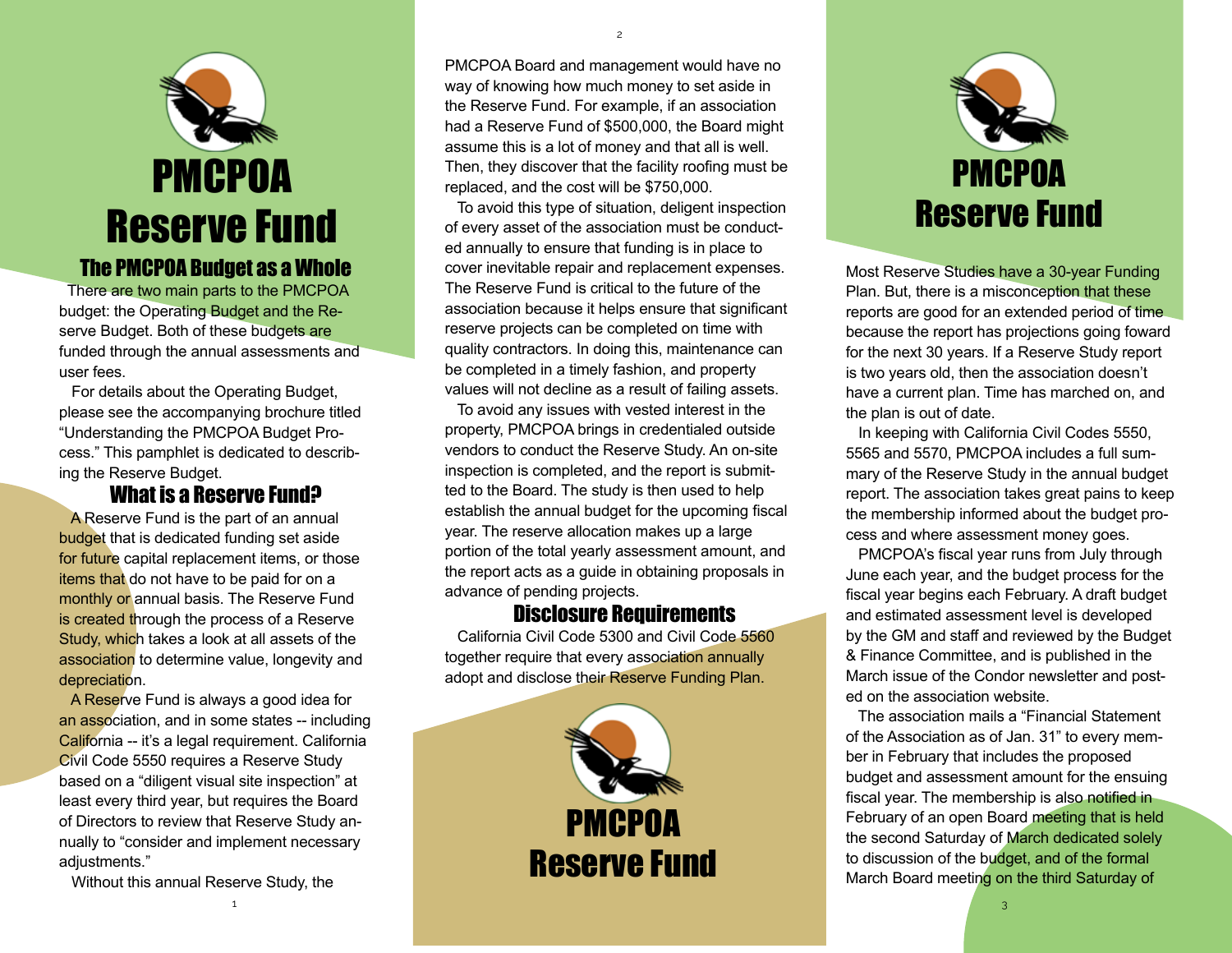# PMCPOA Reserve Fund

## The PMCPOA Budget as a Whole

There are two main parts to the PMCPOA budget: the Operating Budget and the Reserve Budget. Both of these budgets are funded through the annual assessments and user fees.

For details about the Operating Budget, please see the accompanying brochure titled "Understanding the PMCPOA Budget Process." This pamphlet is dedicated to describing the Reserve Budget.

## What is a Reserve Fund?

A Reserve Fund is the part of an annual budget that is dedicated funding set aside for future capital replacement items, or those items that do not have to be paid for on a monthly or annual basis. The Reserve Fund is created through the process of a Reserve Study, which takes a look at all assets of the association to determine value, longevity and depreciation.

A Reserve Fund is always a good idea for an association, and in some states -- including California -- it's a legal requirement. California Civil Code 5550 requires a Reserve Study based on a "diligent visual site inspection" at least every third year, but requires the Board of Directors to review that Reserve Study annually to "consider and implement necessary adjustments."

Without this annual Reserve Study, the PMCPOA Board and management would have no way of knowing how much money to set aside in the Reserve Fund. For example, if an association had a Reserve Fund of $500,000, the Board might assume this is a lot of money and that all is well. Then, they discover that the facility roofing must be replaced, and the cost will be $750,000.

To avoid this type of situation, deligent inspection of every asset of the association must be conducted annually to ensure that funding is in place to cover inevitable repair and replacement expenses. The Reserve Fund is critical to the future of the association because it helps ensure that significant reserve projects can be completed on time with quality contractors. In doing this, maintenance can be completed in a timely fashion, and property values will not decline as a result of failing assets.

To avoid any issues with vested interest in the property, PMCPOA brings in credentialed outside vendors to conduct the Reserve Study. An on-site inspection is completed, and the report is submitted to the Board. The study is then used to help establish the annual budget for the upcoming fiscal year. The reserve allocation makes up a large portion of the total yearly assessment amount, and the report acts as a guide in obtaining proposals in advance of pending projects.

## Disclosure Requirements

California Civil Code 5300 and Civil Code 5560 together require that every association annually adopt and disclose their Reserve Funding Plan.

# PMCPOA Reserve Fund

# PMCPOA Reserve Fund

Most Reserve Studies have a 30-year Funding Plan. But, there is a misconception that these reports are good for an extended period of time because the report has projections going foward for the next 30 years. If a Reserve Study report is two years old, then the association doesn't have a current plan. Time has marched on, and the plan is out of date.

In keeping with California Civil Codes 5550, 5565 and 5570, PMCPOA includes a full summary of the Reserve Study in the annual budget report. The association takes great pains to keep the membership informed about the budget process and where assessment money goes.

PMCPOA's fiscal year runs from July through June each year, and the budget process for the fiscal year begins each February. A draft budget and estimated assessment level is developed by the GM and staff and reviewed by the Budget & Finance Committee, and is published in the March issue of the Condor newsletter and posted on the association website.

The association mails a "Financial Statement of the Association as of Jan. 31" to every member in February that includes the proposed budget and assessment amount for the ensuing fiscal year. The membership is also notified in February of an open Board meeting that is held the second Saturday of March dedicated solely to discussion of the budget, and of the formal March Board meeting on the third Saturday of